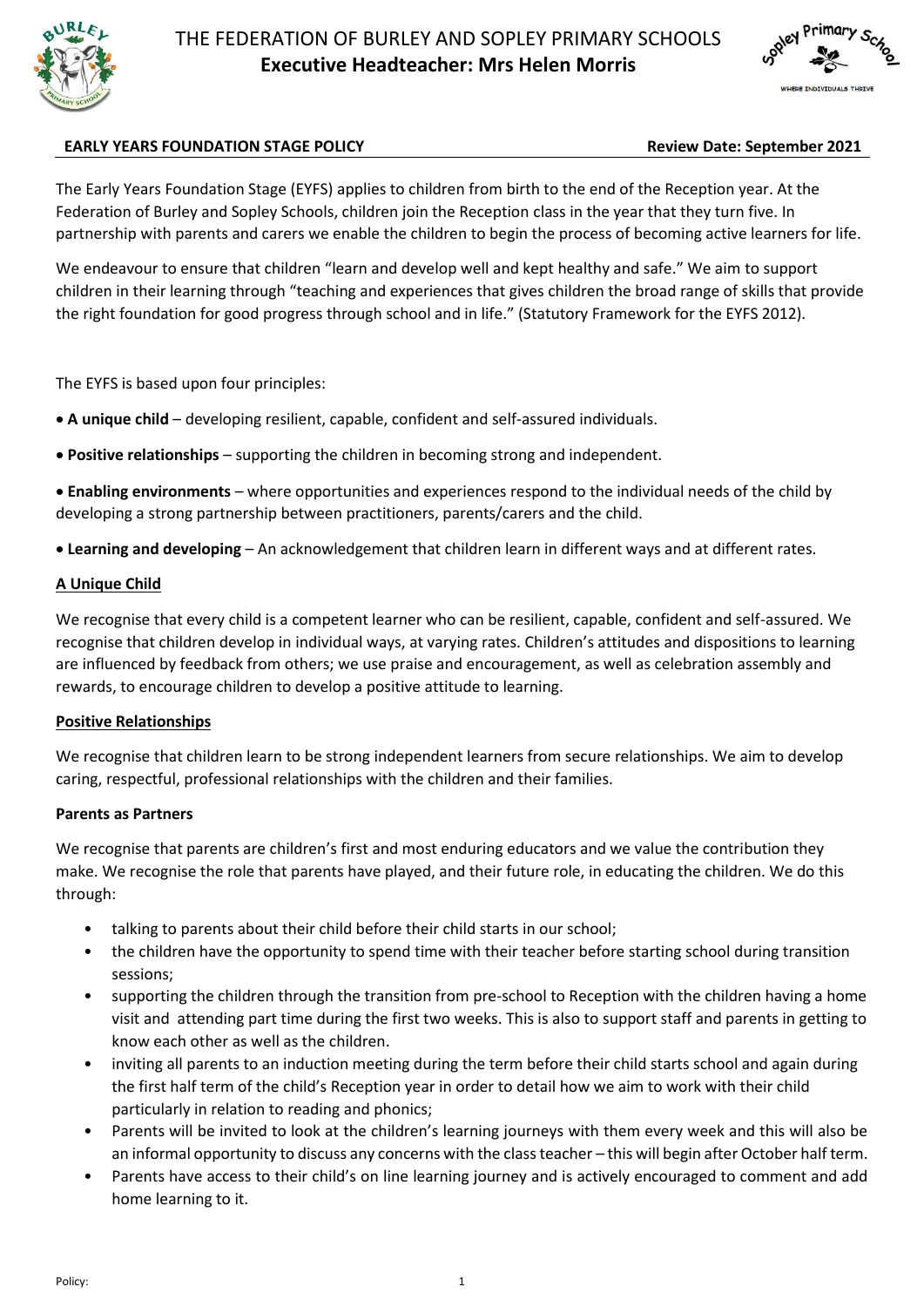# THE FEDERATION OF BURLEY AND SOPLEY PRIMARY SCHOOLS

## Executive Headteacher: Mrs Helen Morris

**EARLY YEARS FOUNDATION STAGE POLICY** **Review Date: September 2021**

The Early Years Foundation Stage (EYFS) applies to children from birth to the end of the Reception year. At the Federation of Burley and Sopley Schools, children join the Reception class in the year that they turn five. In partnership with parents and carers we enable the children to begin the process of becoming active learners for life.

We endeavour to ensure that children "learn and develop well and kept healthy and safe." We aim to support children in their learning through "teaching and experiences that gives children the broad range of skills that provide the right foundation for good progress through school and in life." (Statutory Framework for the EYFS 2012).

The EYFS is based upon four principles:

- **A unique child** – developing resilient, capable, confident and self-assured individuals.
- **Positive relationships** – supporting the children in becoming strong and independent.
- **Enabling environments** – where opportunities and experiences respond to the individual needs of the child by developing a strong partnership between practitioners, parents/carers and the child.
- **Learning and developing** – An acknowledgement that children learn in different ways and at different rates.

### A Unique Child

We recognise that every child is a competent learner who can be resilient, capable, confident and self-assured. We recognise that children develop in individual ways, at varying rates. Children's attitudes and dispositions to learning are influenced by feedback from others; we use praise and encouragement, as well as celebration assembly and rewards, to encourage children to develop a positive attitude to learning.

### Positive Relationships

We recognise that children learn to be strong independent learners from secure relationships. We aim to develop caring, respectful, professional relationships with the children and their families.

**Parents as Partners**

We recognise that parents are children's first and most enduring educators and we value the contribution they make. We recognise the role that parents have played, and their future role, in educating the children. We do this through:

- talking to parents about their child before their child starts in our school;
- the children have the opportunity to spend time with their teacher before starting school during transition sessions;
- supporting the children through the transition from pre-school to Reception with the children having a home visit and attending part time during the first two weeks. This is also to support staff and parents in getting to know each other as well as the children.
- inviting all parents to an induction meeting during the term before their child starts school and again during the first half term of the child's Reception year in order to detail how we aim to work with their child particularly in relation to reading and phonics;
- Parents will be invited to look at the children's learning journeys with them every week and this will also be an informal opportunity to discuss any concerns with the class teacher – this will begin after October half term.
- Parents have access to their child's on line learning journey and is actively encouraged to comment and add home learning to it.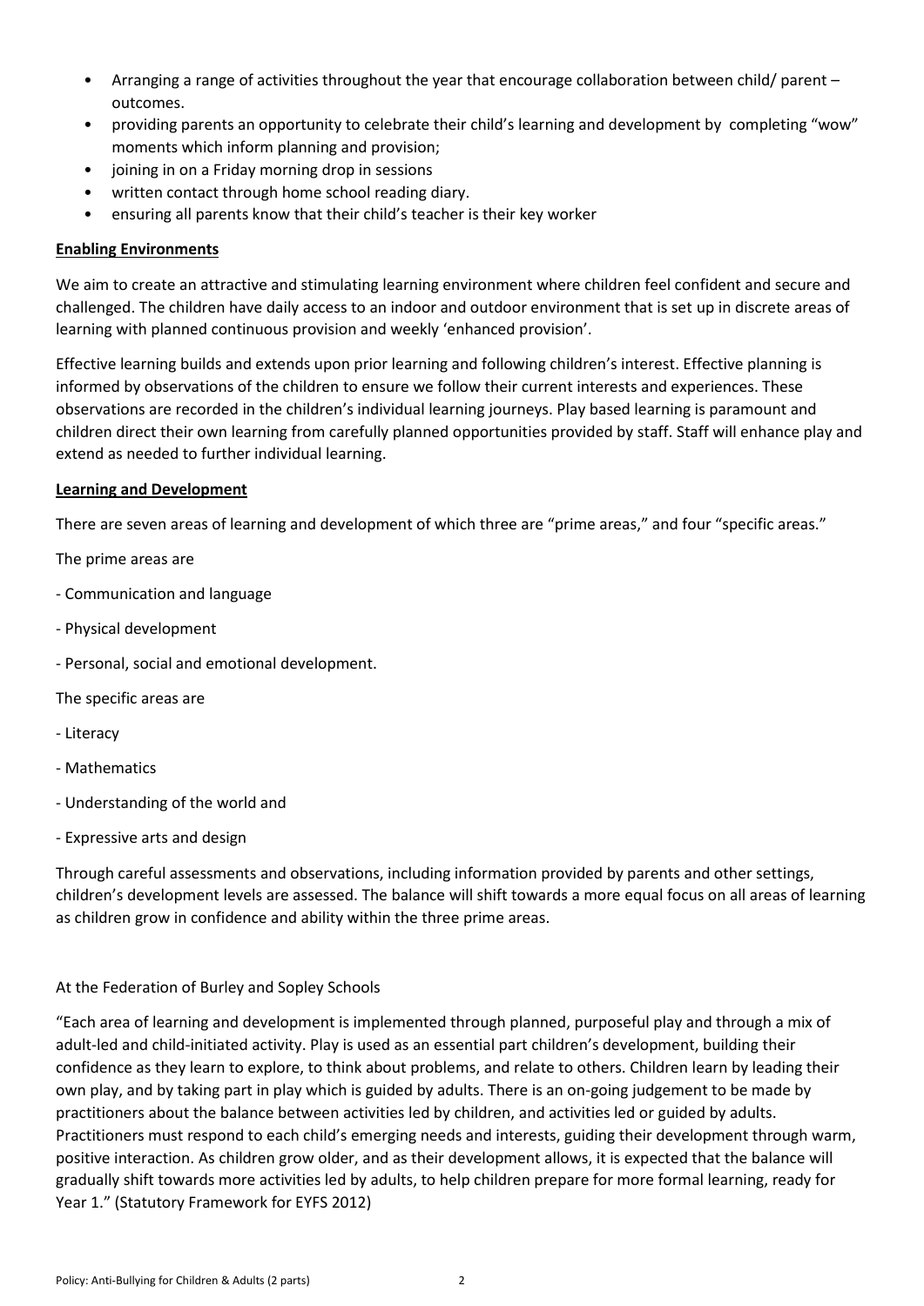- Arranging a range of activities throughout the year that encourage collaboration between child/ parent – outcomes.
- providing parents an opportunity to celebrate their child's learning and development by completing "wow" moments which inform planning and provision;
- joining in on a Friday morning drop in sessions
- written contact through home school reading diary.
- ensuring all parents know that their child's teacher is their key worker

**Enabling Environments**

We aim to create an attractive and stimulating learning environment where children feel confident and secure and challenged. The children have daily access to an indoor and outdoor environment that is set up in discrete areas of learning with planned continuous provision and weekly 'enhanced provision'.

Effective learning builds and extends upon prior learning and following children's interest. Effective planning is informed by observations of the children to ensure we follow their current interests and experiences. These observations are recorded in the children's individual learning journeys. Play based learning is paramount and children direct their own learning from carefully planned opportunities provided by staff. Staff will enhance play and extend as needed to further individual learning.

**Learning and Development**

There are seven areas of learning and development of which three are "prime areas," and four "specific areas."

The prime areas are

- Communication and language
- Physical development
- Personal, social and emotional development.

The specific areas are

- Literacy
- Mathematics
- Understanding of the world and
- Expressive arts and design

Through careful assessments and observations, including information provided by parents and other settings, children's development levels are assessed. The balance will shift towards a more equal focus on all areas of learning as children grow in confidence and ability within the three prime areas.

At the Federation of Burley and Sopley Schools

"Each area of learning and development is implemented through planned, purposeful play and through a mix of adult-led and child-initiated activity. Play is used as an essential part children's development, building their confidence as they learn to explore, to think about problems, and relate to others. Children learn by leading their own play, and by taking part in play which is guided by adults. There is an on-going judgement to be made by practitioners about the balance between activities led by children, and activities led or guided by adults. Practitioners must respond to each child's emerging needs and interests, guiding their development through warm, positive interaction. As children grow older, and as their development allows, it is expected that the balance will gradually shift towards more activities led by adults, to help children prepare for more formal learning, ready for Year 1." (Statutory Framework for EYFS 2012)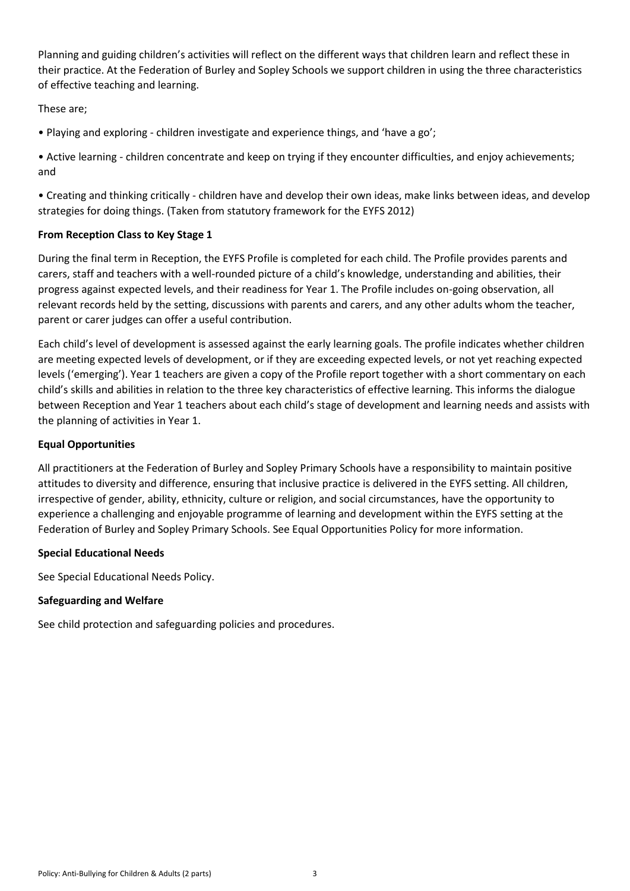Planning and guiding children's activities will reflect on the different ways that children learn and reflect these in their practice. At the Federation of Burley and Sopley Schools we support children in using the three characteristics of effective teaching and learning.

These are;

- Playing and exploring - children investigate and experience things, and 'have a go';
- Active learning - children concentrate and keep on trying if they encounter difficulties, and enjoy achievements; and
- Creating and thinking critically - children have and develop their own ideas, make links between ideas, and develop strategies for doing things. (Taken from statutory framework for the EYFS 2012)

**From Reception Class to Key Stage 1**

During the final term in Reception, the EYFS Profile is completed for each child. The Profile provides parents and carers, staff and teachers with a well-rounded picture of a child's knowledge, understanding and abilities, their progress against expected levels, and their readiness for Year 1. The Profile includes on-going observation, all relevant records held by the setting, discussions with parents and carers, and any other adults whom the teacher, parent or carer judges can offer a useful contribution.

Each child's level of development is assessed against the early learning goals. The profile indicates whether children are meeting expected levels of development, or if they are exceeding expected levels, or not yet reaching expected levels ('emerging'). Year 1 teachers are given a copy of the Profile report together with a short commentary on each child's skills and abilities in relation to the three key characteristics of effective learning. This informs the dialogue between Reception and Year 1 teachers about each child's stage of development and learning needs and assists with the planning of activities in Year 1.

**Equal Opportunities**

All practitioners at the Federation of Burley and Sopley Primary Schools have a responsibility to maintain positive attitudes to diversity and difference, ensuring that inclusive practice is delivered in the EYFS setting. All children, irrespective of gender, ability, ethnicity, culture or religion, and social circumstances, have the opportunity to experience a challenging and enjoyable programme of learning and development within the EYFS setting at the Federation of Burley and Sopley Primary Schools. See Equal Opportunities Policy for more information.

**Special Educational Needs**

See Special Educational Needs Policy.

**Safeguarding and Welfare**

See child protection and safeguarding policies and procedures.